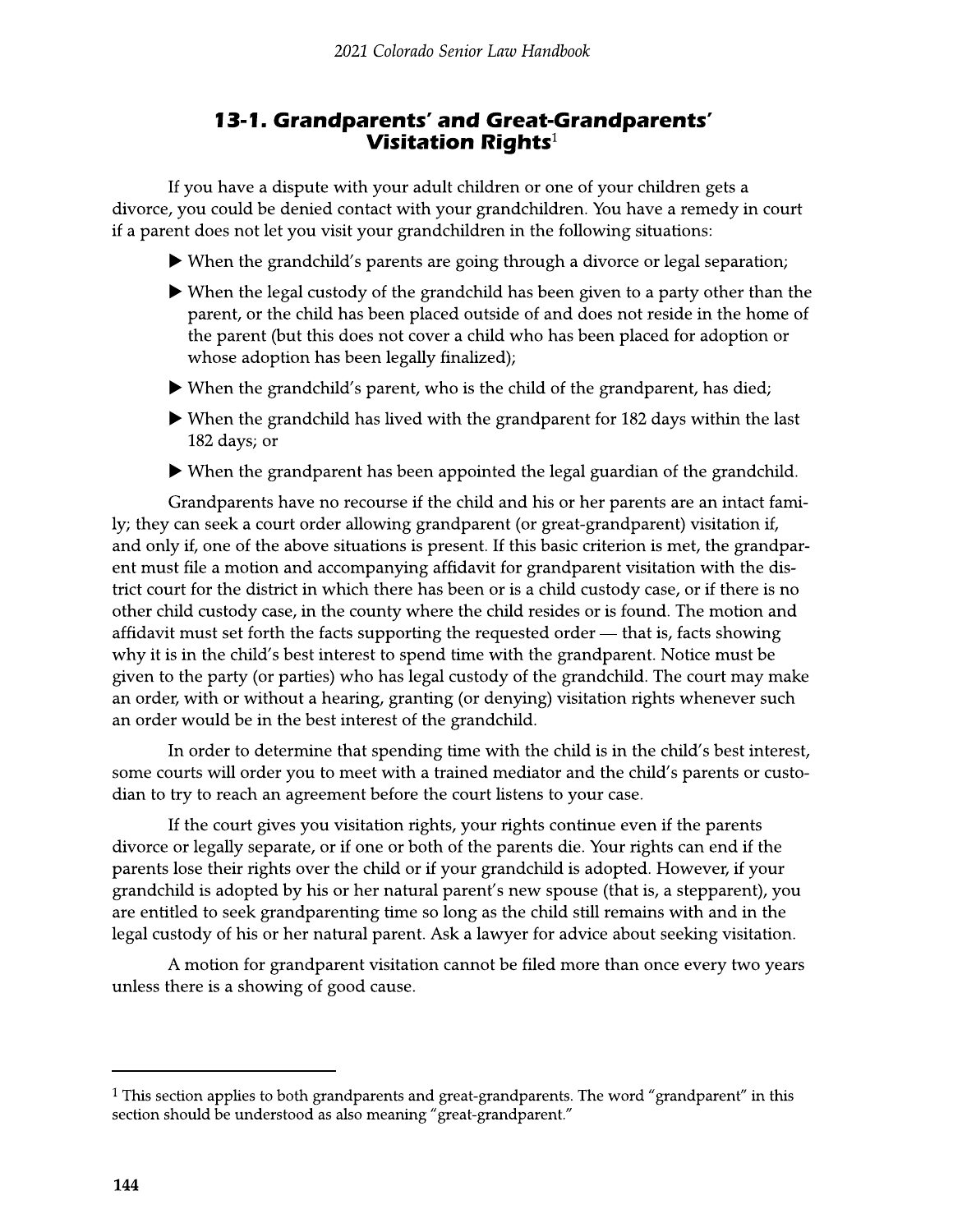## 13-1. Grandparents' and Great-Grandparents' Visitation Rights[1]

If you have a dispute with your adult children or one of your children gets a divorce, you could be denied contact with your grandchildren. You have a remedy in court if a parent does not let you visit your grandchildren in the following situations:

- When the grandchild's parents are going through a divorce or legal separation;
- When the legal custody of the grandchild has been given to a party other than the parent, or the child has been placed outside of and does not reside in the home of the parent (but this does not cover a child who has been placed for adoption or whose adoption has been legally finalized);
- When the grandchild's parent, who is the child of the grandparent, has died;
- When the grandchild has lived with the grandparent for 182 days within the last 182 days; or
- When the grandparent has been appointed the legal guardian of the grandchild.

Grandparents have no recourse if the child and his or her parents are an intact family; they can seek a court order allowing grandparent (or great-grandparent) visitation if, and only if, one of the above situations is present. If this basic criterion is met, the grandparent must file a motion and accompanying affidavit for grandparent visitation with the district court for the district in which there has been or is a child custody case, or if there is no other child custody case, in the county where the child resides or is found. The motion and affidavit must set forth the facts supporting the requested order — that is, facts showing why it is in the child's best interest to spend time with the grandparent. Notice must be given to the party (or parties) who has legal custody of the grandchild. The court may make an order, with or without a hearing, granting (or denying) visitation rights whenever such an order would be in the best interest of the grandchild.

In order to determine that spending time with the child is in the child's best interest, some courts will order you to meet with a trained mediator and the child's parents or custodian to try to reach an agreement before the court listens to your case.

If the court gives you visitation rights, your rights continue even if the parents divorce or legally separate, or if one or both of the parents die. Your rights can end if the parents lose their rights over the child or if your grandchild is adopted. However, if your grandchild is adopted by his or her natural parent's new spouse (that is, a stepparent), you are entitled to seek grandparenting time so long as the child still remains with and in the legal custody of his or her natural parent. Ask a lawyer for advice about seeking visitation.

A motion for grandparent visitation cannot be filed more than once every two years unless there is a showing of good cause.

---

[1] This section applies to both grandparents and great-grandparents. The word "grandparent" in this section should be understood as also meaning "great-grandparent."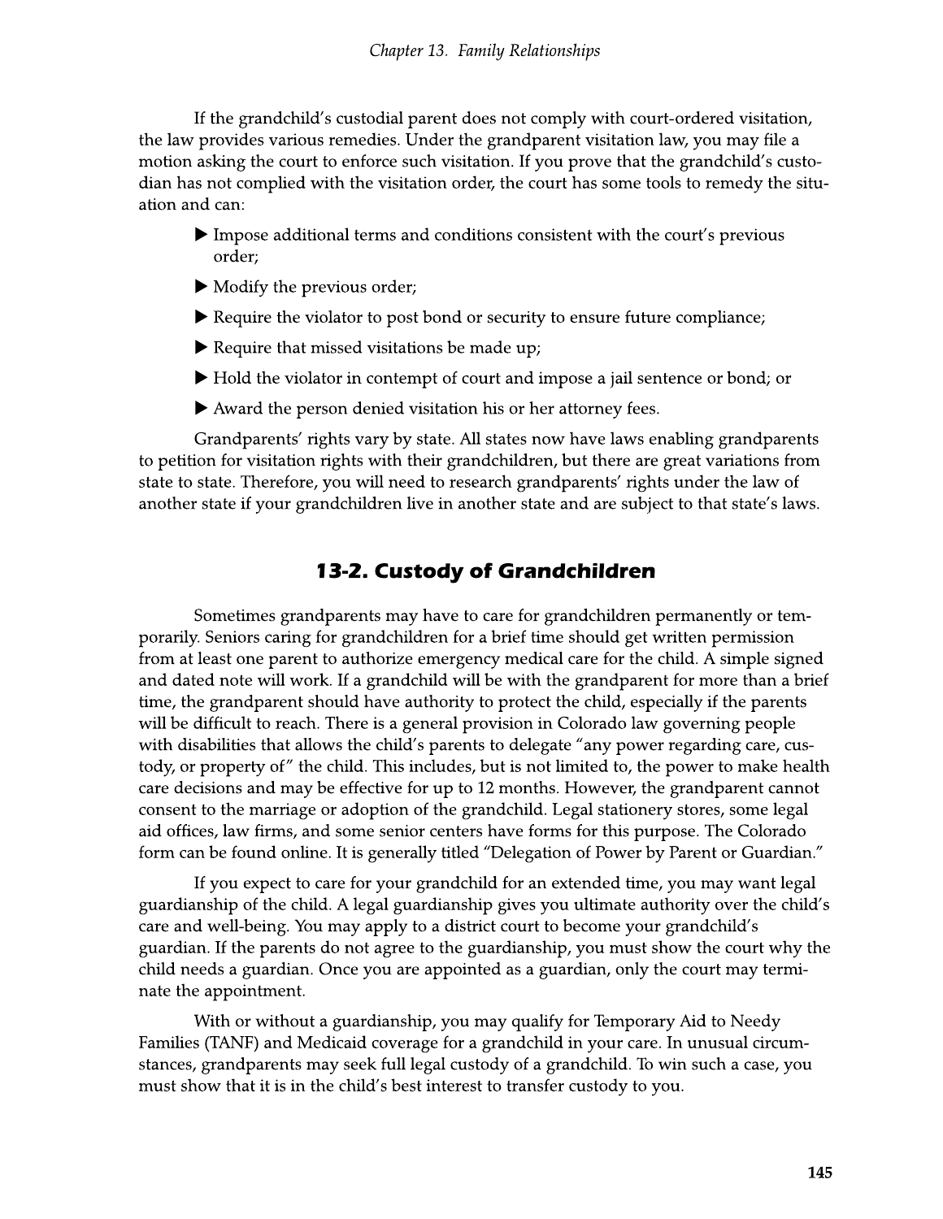If the grandchild's custodial parent does not comply with court-ordered visitation, the law provides various remedies. Under the grandparent visitation law, you may file a motion asking the court to enforce such visitation. If you prove that the grandchild's custodian has not complied with the visitation order, the court has some tools to remedy the situation and can:

- Impose additional terms and conditions consistent with the court's previous order;
- Modify the previous order;
- Require the violator to post bond or security to ensure future compliance;
- Require that missed visitations be made up;
- Hold the violator in contempt of court and impose a jail sentence or bond; or
- Award the person denied visitation his or her attorney fees.

Grandparents' rights vary by state. All states now have laws enabling grandparents to petition for visitation rights with their grandchildren, but there are great variations from state to state. Therefore, you will need to research grandparents' rights under the law of another state if your grandchildren live in another state and are subject to that state's laws.

## 13-2. Custody of Grandchildren

Sometimes grandparents may have to care for grandchildren permanently or temporarily. Seniors caring for grandchildren for a brief time should get written permission from at least one parent to authorize emergency medical care for the child. A simple signed and dated note will work. If a grandchild will be with the grandparent for more than a brief time, the grandparent should have authority to protect the child, especially if the parents will be difficult to reach. There is a general provision in Colorado law governing people with disabilities that allows the child's parents to delegate "any power regarding care, custody, or property of" the child. This includes, but is not limited to, the power to make health care decisions and may be effective for up to 12 months. However, the grandparent cannot consent to the marriage or adoption of the grandchild. Legal stationery stores, some legal aid offices, law firms, and some senior centers have forms for this purpose. The Colorado form can be found online. It is generally titled "Delegation of Power by Parent or Guardian."

If you expect to care for your grandchild for an extended time, you may want legal guardianship of the child. A legal guardianship gives you ultimate authority over the child's care and well-being. You may apply to a district court to become your grandchild's guardian. If the parents do not agree to the guardianship, you must show the court why the child needs a guardian. Once you are appointed as a guardian, only the court may terminate the appointment.

With or without a guardianship, you may qualify for Temporary Aid to Needy Families (TANF) and Medicaid coverage for a grandchild in your care. In unusual circumstances, grandparents may seek full legal custody of a grandchild. To win such a case, you must show that it is in the child's best interest to transfer custody to you.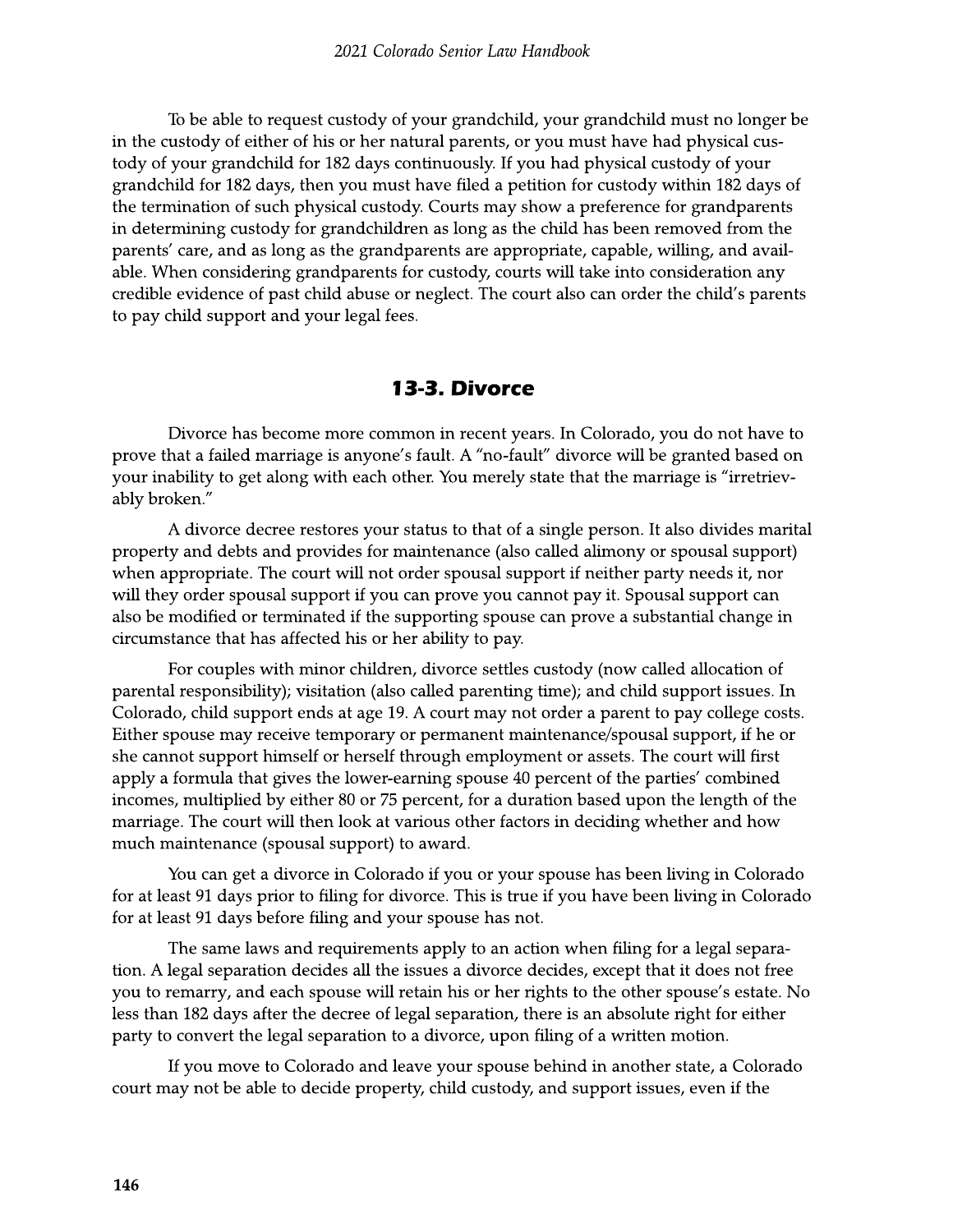To be able to request custody of your grandchild, your grandchild must no longer be in the custody of either of his or her natural parents, or you must have had physical custody of your grandchild for 182 days continuously. If you had physical custody of your grandchild for 182 days, then you must have filed a petition for custody within 182 days of the termination of such physical custody. Courts may show a preference for grandparents in determining custody for grandchildren as long as the child has been removed from the parents' care, and as long as the grandparents are appropriate, capable, willing, and available. When considering grandparents for custody, courts will take into consideration any credible evidence of past child abuse or neglect. The court also can order the child's parents to pay child support and your legal fees.

## 13-3. Divorce

Divorce has become more common in recent years. In Colorado, you do not have to prove that a failed marriage is anyone's fault. A "no-fault" divorce will be granted based on your inability to get along with each other. You merely state that the marriage is "irretrievably broken."

A divorce decree restores your status to that of a single person. It also divides marital property and debts and provides for maintenance (also called alimony or spousal support) when appropriate. The court will not order spousal support if neither party needs it, nor will they order spousal support if you can prove you cannot pay it. Spousal support can also be modified or terminated if the supporting spouse can prove a substantial change in circumstance that has affected his or her ability to pay.

For couples with minor children, divorce settles custody (now called allocation of parental responsibility); visitation (also called parenting time); and child support issues. In Colorado, child support ends at age 19. A court may not order a parent to pay college costs. Either spouse may receive temporary or permanent maintenance/spousal support, if he or she cannot support himself or herself through employment or assets. The court will first apply a formula that gives the lower-earning spouse 40 percent of the parties' combined incomes, multiplied by either 80 or 75 percent, for a duration based upon the length of the marriage. The court will then look at various other factors in deciding whether and how much maintenance (spousal support) to award.

You can get a divorce in Colorado if you or your spouse has been living in Colorado for at least 91 days prior to filing for divorce. This is true if you have been living in Colorado for at least 91 days before filing and your spouse has not.

The same laws and requirements apply to an action when filing for a legal separation. A legal separation decides all the issues a divorce decides, except that it does not free you to remarry, and each spouse will retain his or her rights to the other spouse's estate. No less than 182 days after the decree of legal separation, there is an absolute right for either party to convert the legal separation to a divorce, upon filing of a written motion.

If you move to Colorado and leave your spouse behind in another state, a Colorado court may not be able to decide property, child custody, and support issues, even if the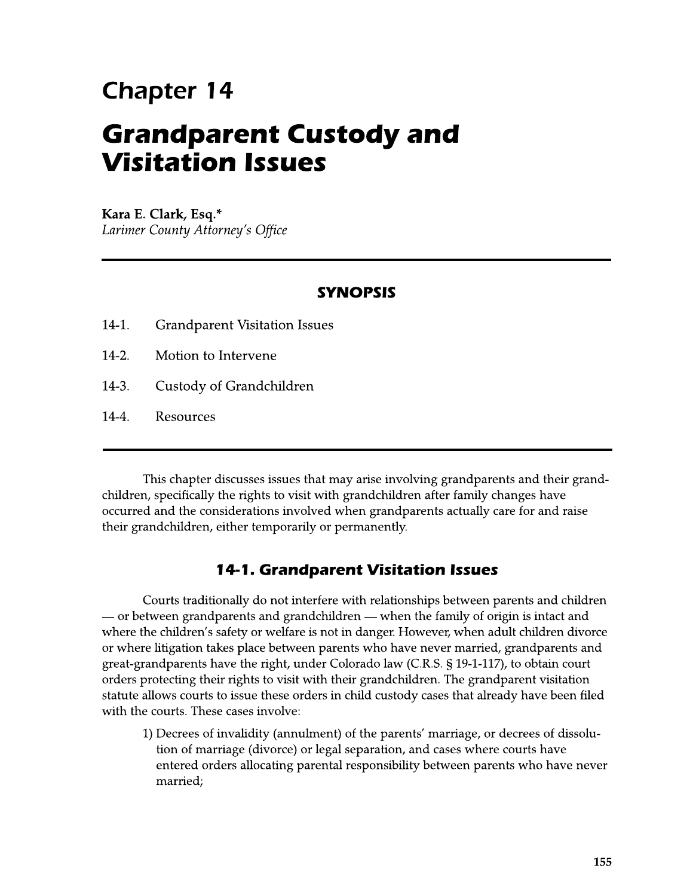# Chapter 14

# Grandparent Custody and Visitation Issues

**Kara E. Clark, Esq.***
*Larimer County Attorney's Office*

---

### SYNOPSIS

14-1. Grandparent Visitation Issues

14-2. Motion to Intervene

14-3. Custody of Grandchildren

14-4. Resources

---

This chapter discusses issues that may arise involving grandparents and their grandchildren, specifically the rights to visit with grandchildren after family changes have occurred and the considerations involved when grandparents actually care for and raise their grandchildren, either temporarily or permanently.

## 14-1. Grandparent Visitation Issues

Courts traditionally do not interfere with relationships between parents and children — or between grandparents and grandchildren — when the family of origin is intact and where the children's safety or welfare is not in danger. However, when adult children divorce or where litigation takes place between parents who have never married, grandparents and great-grandparents have the right, under Colorado law (C.R.S. § 19-1-117), to obtain court orders protecting their rights to visit with their grandchildren. The grandparent visitation statute allows courts to issue these orders in child custody cases that already have been filed with the courts. These cases involve:

1) Decrees of invalidity (annulment) of the parents' marriage, or decrees of dissolution of marriage (divorce) or legal separation, and cases where courts have entered orders allocating parental responsibility between parents who have never married;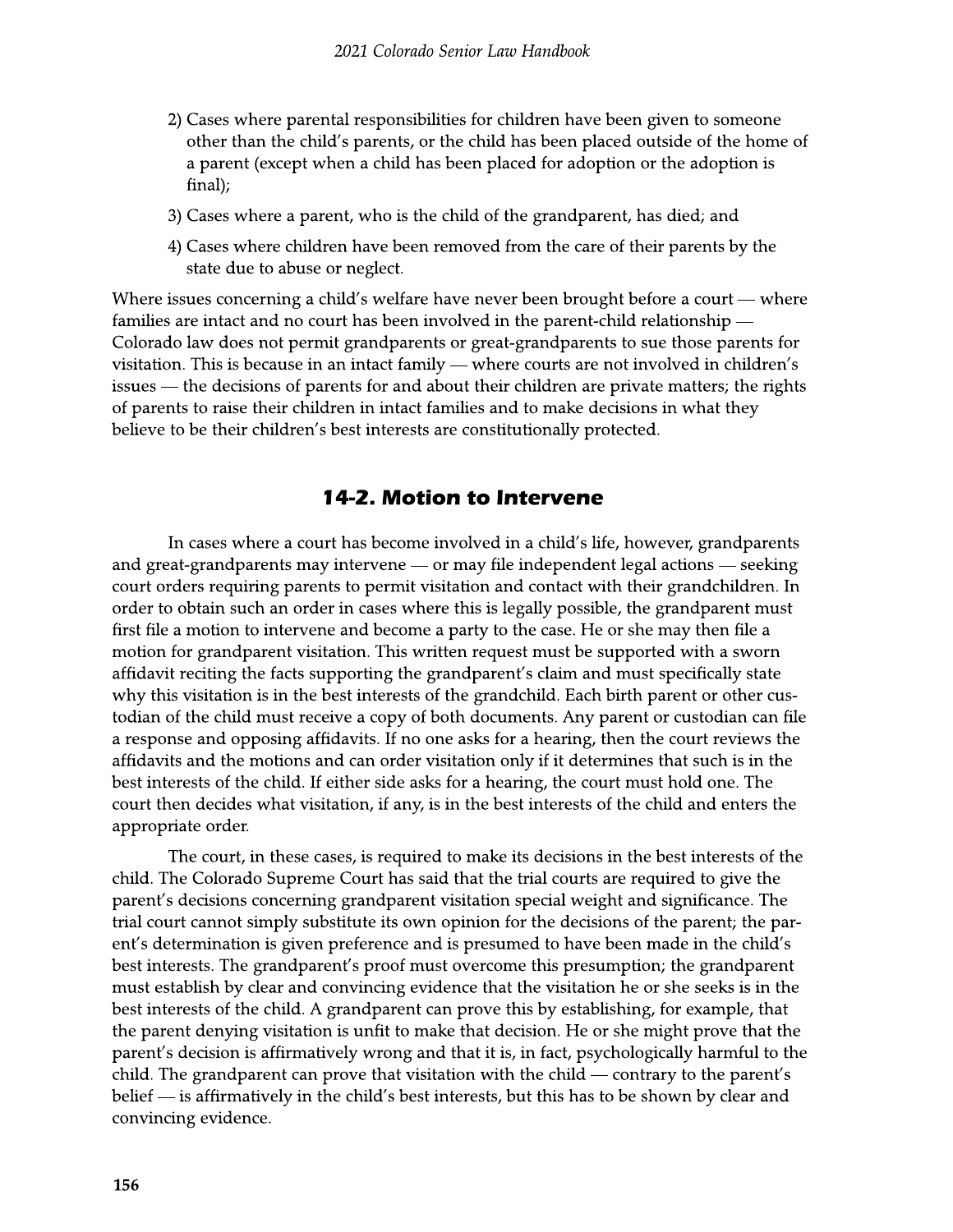2) Cases where parental responsibilities for children have been given to someone other than the child's parents, or the child has been placed outside of the home of a parent (except when a child has been placed for adoption or the adoption is final);

3) Cases where a parent, who is the child of the grandparent, has died; and

4) Cases where children have been removed from the care of their parents by the state due to abuse or neglect.

Where issues concerning a child's welfare have never been brought before a court — where families are intact and no court has been involved in the parent-child relationship — Colorado law does not permit grandparents or great-grandparents to sue those parents for visitation. This is because in an intact family — where courts are not involved in children's issues — the decisions of parents for and about their children are private matters; the rights of parents to raise their children in intact families and to make decisions in what they believe to be their children's best interests are constitutionally protected.

## 14-2. Motion to Intervene

In cases where a court has become involved in a child's life, however, grandparents and great-grandparents may intervene — or may file independent legal actions — seeking court orders requiring parents to permit visitation and contact with their grandchildren. In order to obtain such an order in cases where this is legally possible, the grandparent must first file a motion to intervene and become a party to the case. He or she may then file a motion for grandparent visitation. This written request must be supported with a sworn affidavit reciting the facts supporting the grandparent's claim and must specifically state why this visitation is in the best interests of the grandchild. Each birth parent or other custodian of the child must receive a copy of both documents. Any parent or custodian can file a response and opposing affidavits. If no one asks for a hearing, then the court reviews the affidavits and the motions and can order visitation only if it determines that such is in the best interests of the child. If either side asks for a hearing, the court must hold one. The court then decides what visitation, if any, is in the best interests of the child and enters the appropriate order.

The court, in these cases, is required to make its decisions in the best interests of the child. The Colorado Supreme Court has said that the trial courts are required to give the parent's decisions concerning grandparent visitation special weight and significance. The trial court cannot simply substitute its own opinion for the decisions of the parent; the parent's determination is given preference and is presumed to have been made in the child's best interests. The grandparent's proof must overcome this presumption; the grandparent must establish by clear and convincing evidence that the visitation he or she seeks is in the best interests of the child. A grandparent can prove this by establishing, for example, that the parent denying visitation is unfit to make that decision. He or she might prove that the parent's decision is affirmatively wrong and that it is, in fact, psychologically harmful to the child. The grandparent can prove that visitation with the child — contrary to the parent's belief — is affirmatively in the child's best interests, but this has to be shown by clear and convincing evidence.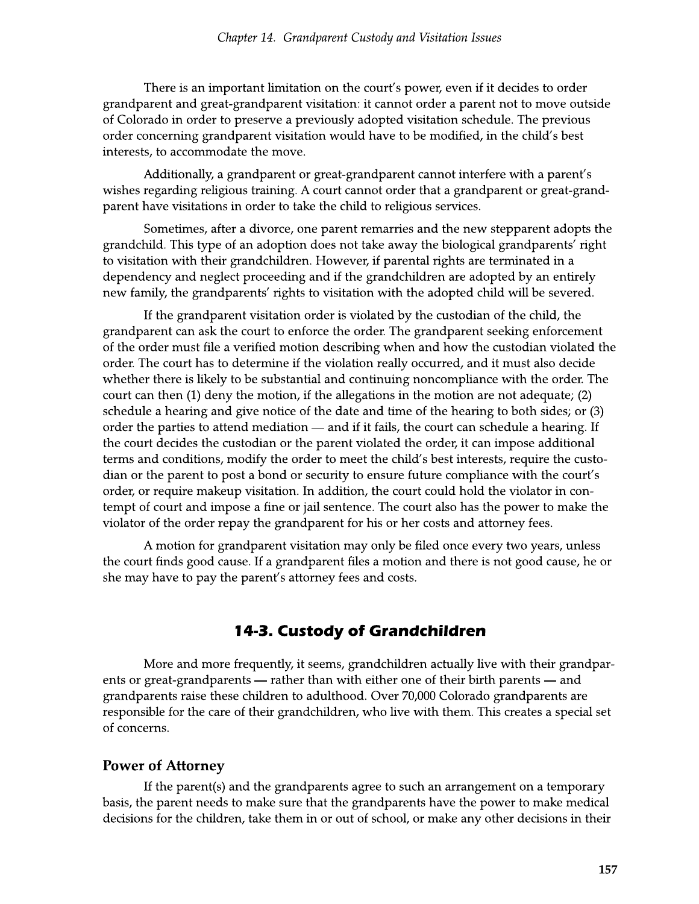There is an important limitation on the court's power, even if it decides to order grandparent and great-grandparent visitation: it cannot order a parent not to move outside of Colorado in order to preserve a previously adopted visitation schedule. The previous order concerning grandparent visitation would have to be modified, in the child's best interests, to accommodate the move.

Additionally, a grandparent or great-grandparent cannot interfere with a parent's wishes regarding religious training. A court cannot order that a grandparent or great-grandparent have visitations in order to take the child to religious services.

Sometimes, after a divorce, one parent remarries and the new stepparent adopts the grandchild. This type of an adoption does not take away the biological grandparents' right to visitation with their grandchildren. However, if parental rights are terminated in a dependency and neglect proceeding and if the grandchildren are adopted by an entirely new family, the grandparents' rights to visitation with the adopted child will be severed.

If the grandparent visitation order is violated by the custodian of the child, the grandparent can ask the court to enforce the order. The grandparent seeking enforcement of the order must file a verified motion describing when and how the custodian violated the order. The court has to determine if the violation really occurred, and it must also decide whether there is likely to be substantial and continuing noncompliance with the order. The court can then (1) deny the motion, if the allegations in the motion are not adequate; (2) schedule a hearing and give notice of the date and time of the hearing to both sides; or (3) order the parties to attend mediation — and if it fails, the court can schedule a hearing. If the court decides the custodian or the parent violated the order, it can impose additional terms and conditions, modify the order to meet the child's best interests, require the custodian or the parent to post a bond or security to ensure future compliance with the court's order, or require makeup visitation. In addition, the court could hold the violator in contempt of court and impose a fine or jail sentence. The court also has the power to make the violator of the order repay the grandparent for his or her costs and attorney fees.

A motion for grandparent visitation may only be filed once every two years, unless the court finds good cause. If a grandparent files a motion and there is not good cause, he or she may have to pay the parent's attorney fees and costs.

## 14-3. Custody of Grandchildren

More and more frequently, it seems, grandchildren actually live with their grandparents or great-grandparents — rather than with either one of their birth parents — and grandparents raise these children to adulthood. Over 70,000 Colorado grandparents are responsible for the care of their grandchildren, who live with them. This creates a special set of concerns.

### Power of Attorney

If the parent(s) and the grandparents agree to such an arrangement on a temporary basis, the parent needs to make sure that the grandparents have the power to make medical decisions for the children, take them in or out of school, or make any other decisions in their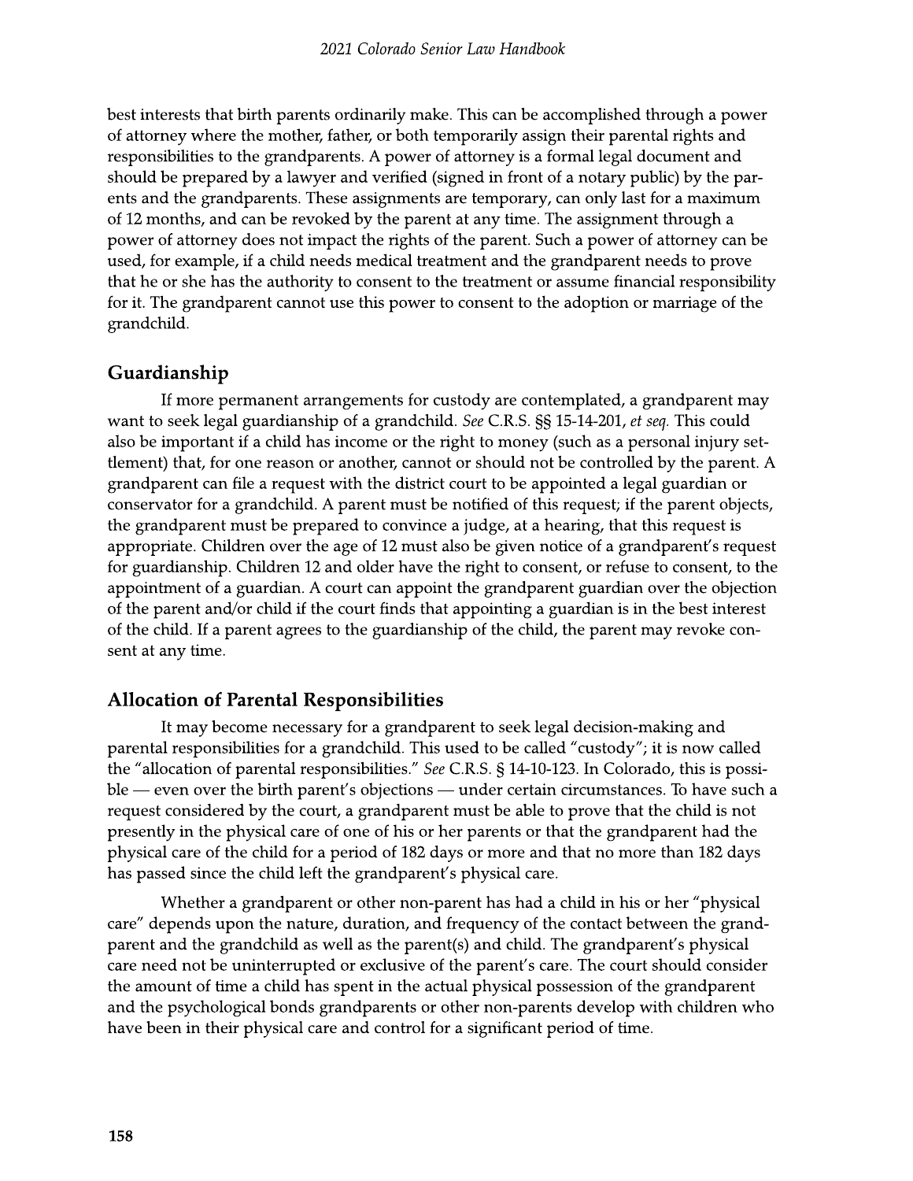best interests that birth parents ordinarily make. This can be accomplished through a power of attorney where the mother, father, or both temporarily assign their parental rights and responsibilities to the grandparents. A power of attorney is a formal legal document and should be prepared by a lawyer and verified (signed in front of a notary public) by the parents and the grandparents. These assignments are temporary, can only last for a maximum of 12 months, and can be revoked by the parent at any time. The assignment through a power of attorney does not impact the rights of the parent. Such a power of attorney can be used, for example, if a child needs medical treatment and the grandparent needs to prove that he or she has the authority to consent to the treatment or assume financial responsibility for it. The grandparent cannot use this power to consent to the adoption or marriage of the grandchild.

## Guardianship

If more permanent arrangements for custody are contemplated, a grandparent may want to seek legal guardianship of a grandchild. *See* C.R.S. §§ 15-14-201, *et seq.* This could also be important if a child has income or the right to money (such as a personal injury settlement) that, for one reason or another, cannot or should not be controlled by the parent. A grandparent can file a request with the district court to be appointed a legal guardian or conservator for a grandchild. A parent must be notified of this request; if the parent objects, the grandparent must be prepared to convince a judge, at a hearing, that this request is appropriate. Children over the age of 12 must also be given notice of a grandparent's request for guardianship. Children 12 and older have the right to consent, or refuse to consent, to the appointment of a guardian. A court can appoint the grandparent guardian over the objection of the parent and/or child if the court finds that appointing a guardian is in the best interest of the child. If a parent agrees to the guardianship of the child, the parent may revoke consent at any time.

## Allocation of Parental Responsibilities

It may become necessary for a grandparent to seek legal decision-making and parental responsibilities for a grandchild. This used to be called "custody"; it is now called the "allocation of parental responsibilities." *See* C.R.S. § 14-10-123. In Colorado, this is possible — even over the birth parent's objections — under certain circumstances. To have such a request considered by the court, a grandparent must be able to prove that the child is not presently in the physical care of one of his or her parents or that the grandparent had the physical care of the child for a period of 182 days or more and that no more than 182 days has passed since the child left the grandparent's physical care.

Whether a grandparent or other non-parent has had a child in his or her "physical care" depends upon the nature, duration, and frequency of the contact between the grandparent and the grandchild as well as the parent(s) and child. The grandparent's physical care need not be uninterrupted or exclusive of the parent's care. The court should consider the amount of time a child has spent in the actual physical possession of the grandparent and the psychological bonds grandparents or other non-parents develop with children who have been in their physical care and control for a significant period of time.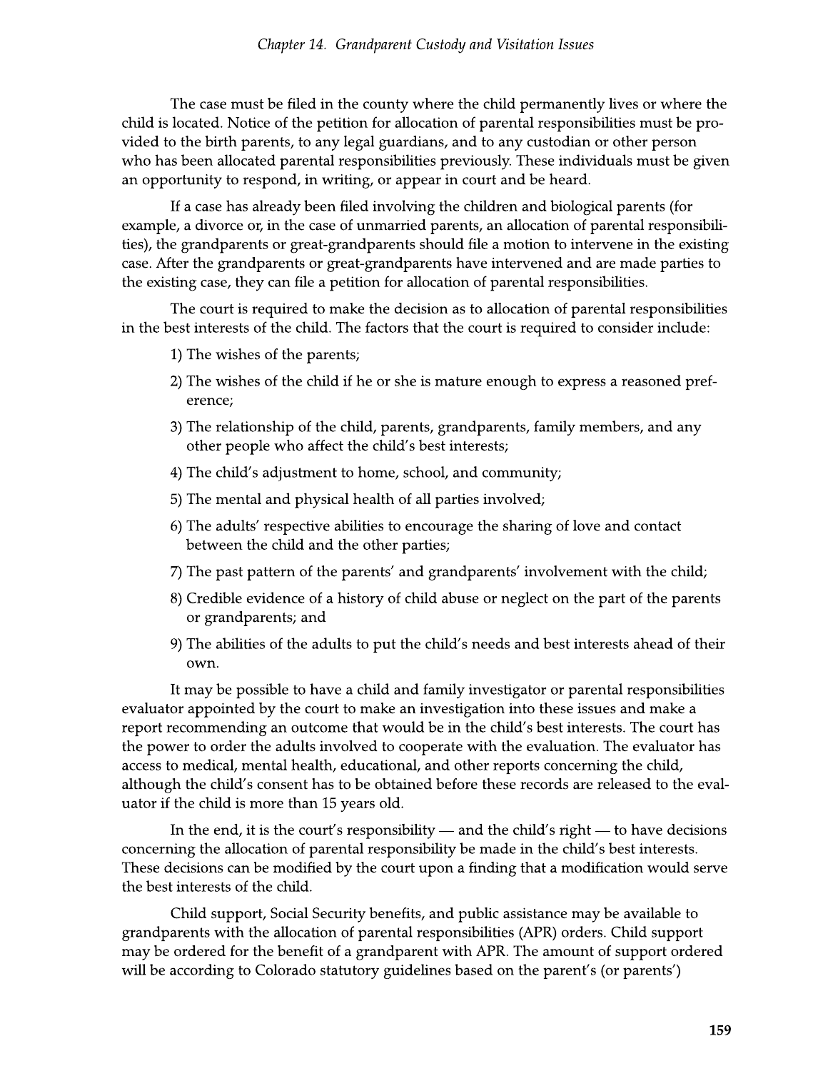The case must be filed in the county where the child permanently lives or where the child is located. Notice of the petition for allocation of parental responsibilities must be provided to the birth parents, to any legal guardians, and to any custodian or other person who has been allocated parental responsibilities previously. These individuals must be given an opportunity to respond, in writing, or appear in court and be heard.

If a case has already been filed involving the children and biological parents (for example, a divorce or, in the case of unmarried parents, an allocation of parental responsibilities), the grandparents or great-grandparents should file a motion to intervene in the existing case. After the grandparents or great-grandparents have intervened and are made parties to the existing case, they can file a petition for allocation of parental responsibilities.

The court is required to make the decision as to allocation of parental responsibilities in the best interests of the child. The factors that the court is required to consider include:

1) The wishes of the parents;
2) The wishes of the child if he or she is mature enough to express a reasoned preference;
3) The relationship of the child, parents, grandparents, family members, and any other people who affect the child's best interests;
4) The child's adjustment to home, school, and community;
5) The mental and physical health of all parties involved;
6) The adults' respective abilities to encourage the sharing of love and contact between the child and the other parties;
7) The past pattern of the parents' and grandparents' involvement with the child;
8) Credible evidence of a history of child abuse or neglect on the part of the parents or grandparents; and
9) The abilities of the adults to put the child's needs and best interests ahead of their own.

It may be possible to have a child and family investigator or parental responsibilities evaluator appointed by the court to make an investigation into these issues and make a report recommending an outcome that would be in the child's best interests. The court has the power to order the adults involved to cooperate with the evaluation. The evaluator has access to medical, mental health, educational, and other reports concerning the child, although the child's consent has to be obtained before these records are released to the evaluator if the child is more than 15 years old.

In the end, it is the court's responsibility — and the child's right — to have decisions concerning the allocation of parental responsibility be made in the child's best interests. These decisions can be modified by the court upon a finding that a modification would serve the best interests of the child.

Child support, Social Security benefits, and public assistance may be available to grandparents with the allocation of parental responsibilities (APR) orders. Child support may be ordered for the benefit of a grandparent with APR. The amount of support ordered will be according to Colorado statutory guidelines based on the parent's (or parents')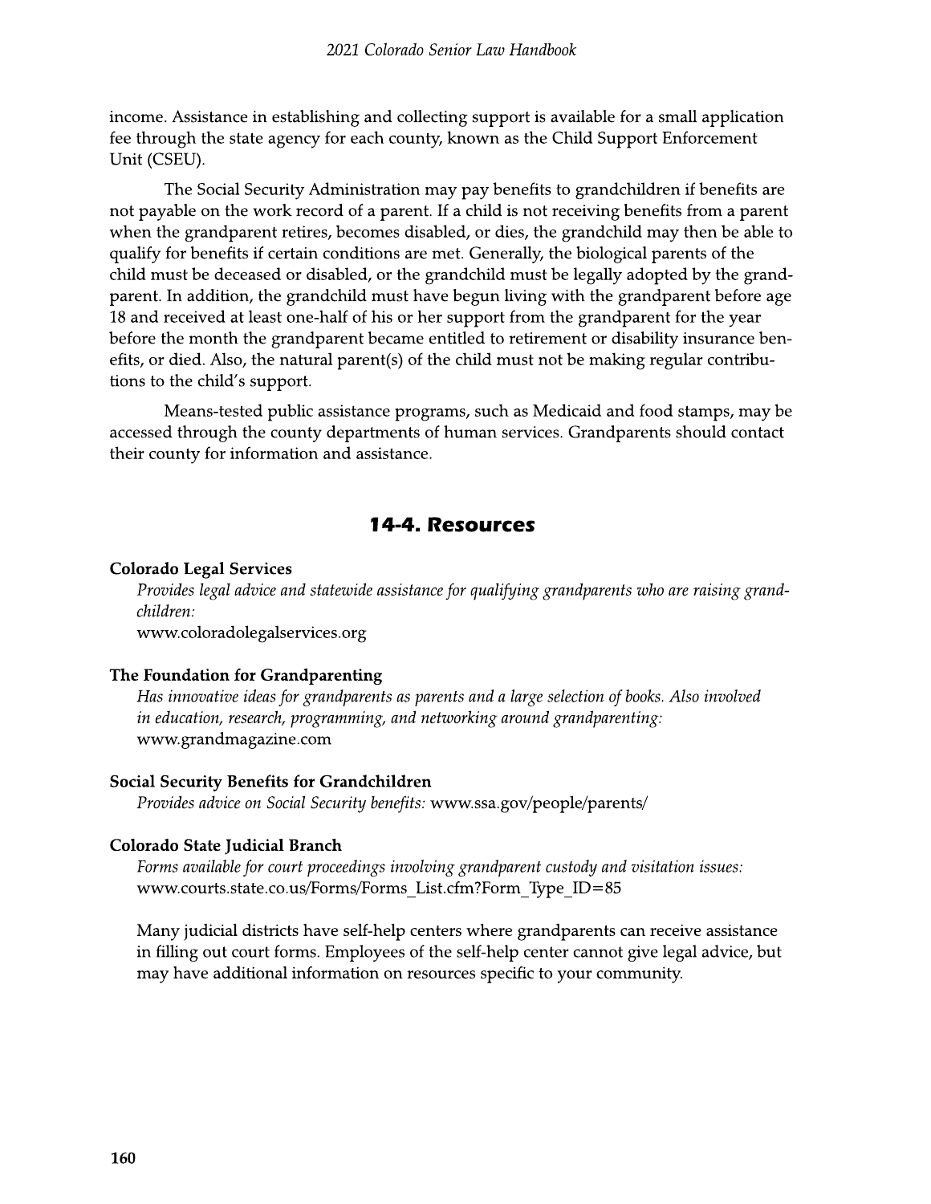income. Assistance in establishing and collecting support is available for a small application fee through the state agency for each county, known as the Child Support Enforcement Unit (CSEU).

The Social Security Administration may pay benefits to grandchildren if benefits are not payable on the work record of a parent. If a child is not receiving benefits from a parent when the grandparent retires, becomes disabled, or dies, the grandchild may then be able to qualify for benefits if certain conditions are met. Generally, the biological parents of the child must be deceased or disabled, or the grandchild must be legally adopted by the grandparent. In addition, the grandchild must have begun living with the grandparent before age 18 and received at least one-half of his or her support from the grandparent for the year before the month the grandparent became entitled to retirement or disability insurance benefits, or died. Also, the natural parent(s) of the child must not be making regular contributions to the child's support.

Means-tested public assistance programs, such as Medicaid and food stamps, may be accessed through the county departments of human services. Grandparents should contact their county for information and assistance.

## 14-4. Resources

**Colorado Legal Services**

*Provides legal advice and statewide assistance for qualifying grandparents who are raising grandchildren:*
www.coloradolegalservices.org

**The Foundation for Grandparenting**

*Has innovative ideas for grandparents as parents and a large selection of books. Also involved in education, research, programming, and networking around grandparenting:*
www.grandmagazine.com

**Social Security Benefits for Grandchildren**

*Provides advice on Social Security benefits:* www.ssa.gov/people/parents/

**Colorado State Judicial Branch**

*Forms available for court proceedings involving grandparent custody and visitation issues:*
www.courts.state.co.us/Forms/Forms_List.cfm?Form_Type_ID=85

Many judicial districts have self-help centers where grandparents can receive assistance in filling out court forms. Employees of the self-help center cannot give legal advice, but may have additional information on resources specific to your community.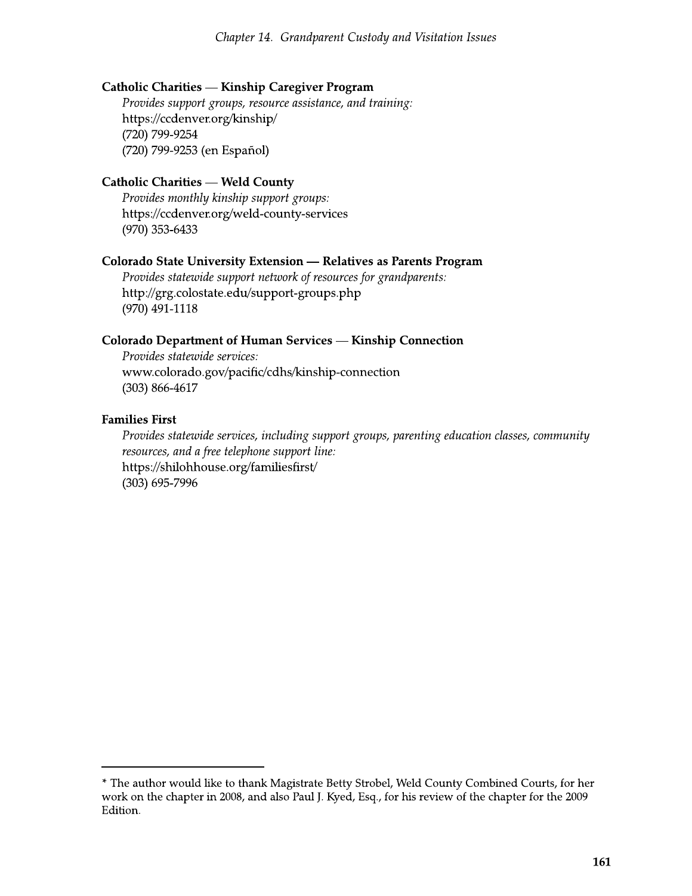**Catholic Charities — Kinship Caregiver Program**

*Provides support groups, resource assistance, and training:*
https://ccdenver.org/kinship/
(720) 799-9254
(720) 799-9253 (en Español)

**Catholic Charities — Weld County**

*Provides monthly kinship support groups:*
https://ccdenver.org/weld-county-services
(970) 353-6433

**Colorado State University Extension — Relatives as Parents Program**

*Provides statewide support network of resources for grandparents:*
http://grg.colostate.edu/support-groups.php
(970) 491-1118

**Colorado Department of Human Services — Kinship Connection**

*Provides statewide services:*
www.colorado.gov/pacific/cdhs/kinship-connection
(303) 866-4617

**Families First**

*Provides statewide services, including support groups, parenting education classes, community resources, and a free telephone support line:*
https://shilohhouse.org/familiesfirst/
(303) 695-7996

---

* The author would like to thank Magistrate Betty Strobel, Weld County Combined Courts, for her work on the chapter in 2008, and also Paul J. Kyed, Esq., for his review of the chapter for the 2009 Edition.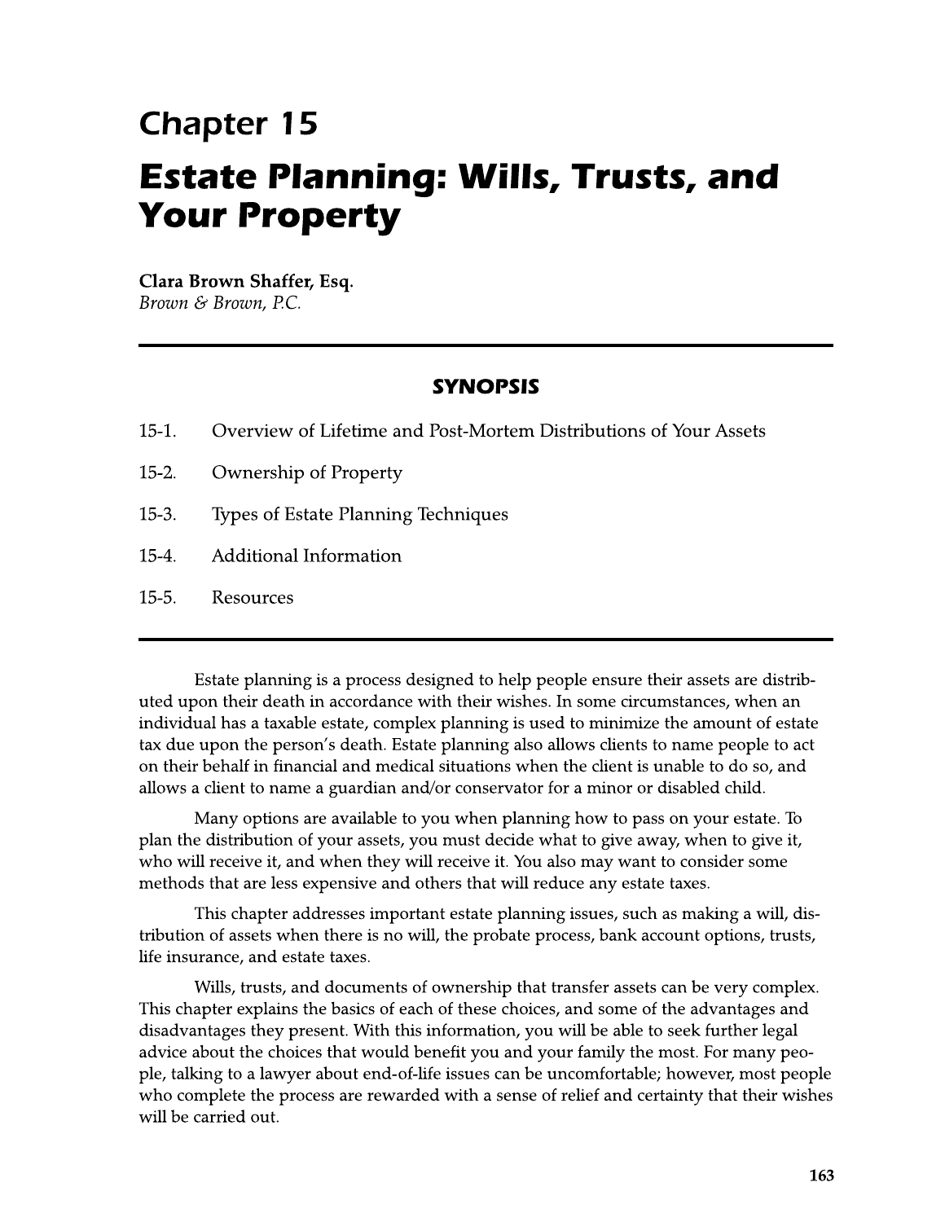# Chapter 15

# Estate Planning: Wills, Trusts, and Your Property

**Clara Brown Shaffer, Esq.**
*Brown & Brown, P.C.*

---

### SYNOPSIS

15-1. Overview of Lifetime and Post-Mortem Distributions of Your Assets

15-2. Ownership of Property

15-3. Types of Estate Planning Techniques

15-4. Additional Information

15-5. Resources

---

Estate planning is a process designed to help people ensure their assets are distributed upon their death in accordance with their wishes. In some circumstances, when an individual has a taxable estate, complex planning is used to minimize the amount of estate tax due upon the person's death. Estate planning also allows clients to name people to act on their behalf in financial and medical situations when the client is unable to do so, and allows a client to name a guardian and/or conservator for a minor or disabled child.

Many options are available to you when planning how to pass on your estate. To plan the distribution of your assets, you must decide what to give away, when to give it, who will receive it, and when they will receive it. You also may want to consider some methods that are less expensive and others that will reduce any estate taxes.

This chapter addresses important estate planning issues, such as making a will, distribution of assets when there is no will, the probate process, bank account options, trusts, life insurance, and estate taxes.

Wills, trusts, and documents of ownership that transfer assets can be very complex. This chapter explains the basics of each of these choices, and some of the advantages and disadvantages they present. With this information, you will be able to seek further legal advice about the choices that would benefit you and your family the most. For many people, talking to a lawyer about end-of-life issues can be uncomfortable; however, most people who complete the process are rewarded with a sense of relief and certainty that their wishes will be carried out.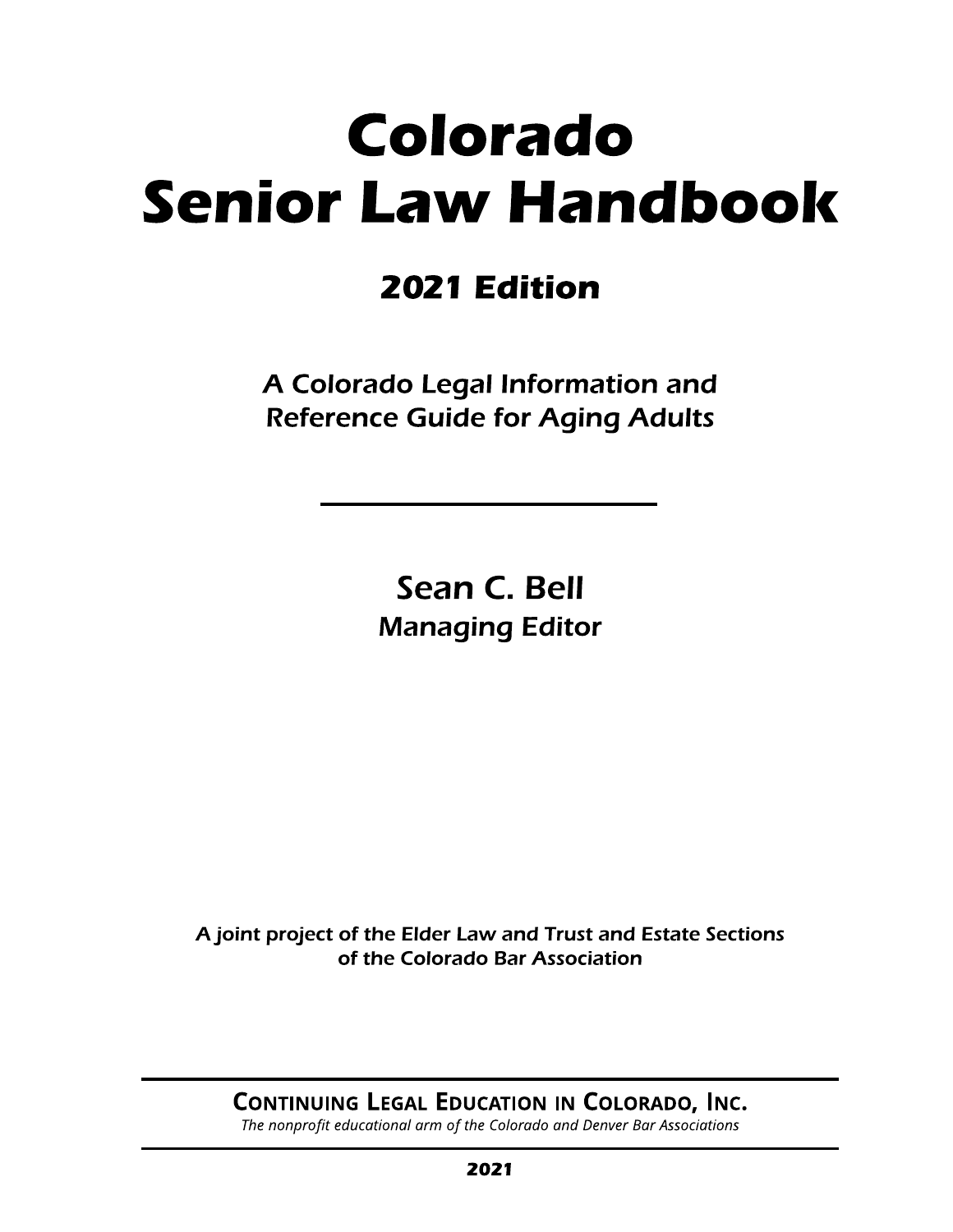# Colorado Senior Law Handbook

## 2021 Edition

A Colorado Legal Information and Reference Guide for Aging Adults

---

Sean C. Bell
Managing Editor

A joint project of the Elder Law and Trust and Estate Sections of the Colorado Bar Association

---

**CONTINUING LEGAL EDUCATION IN COLORADO, INC.**

*The nonprofit educational arm of the Colorado and Denver Bar Associations*

---

**2021**